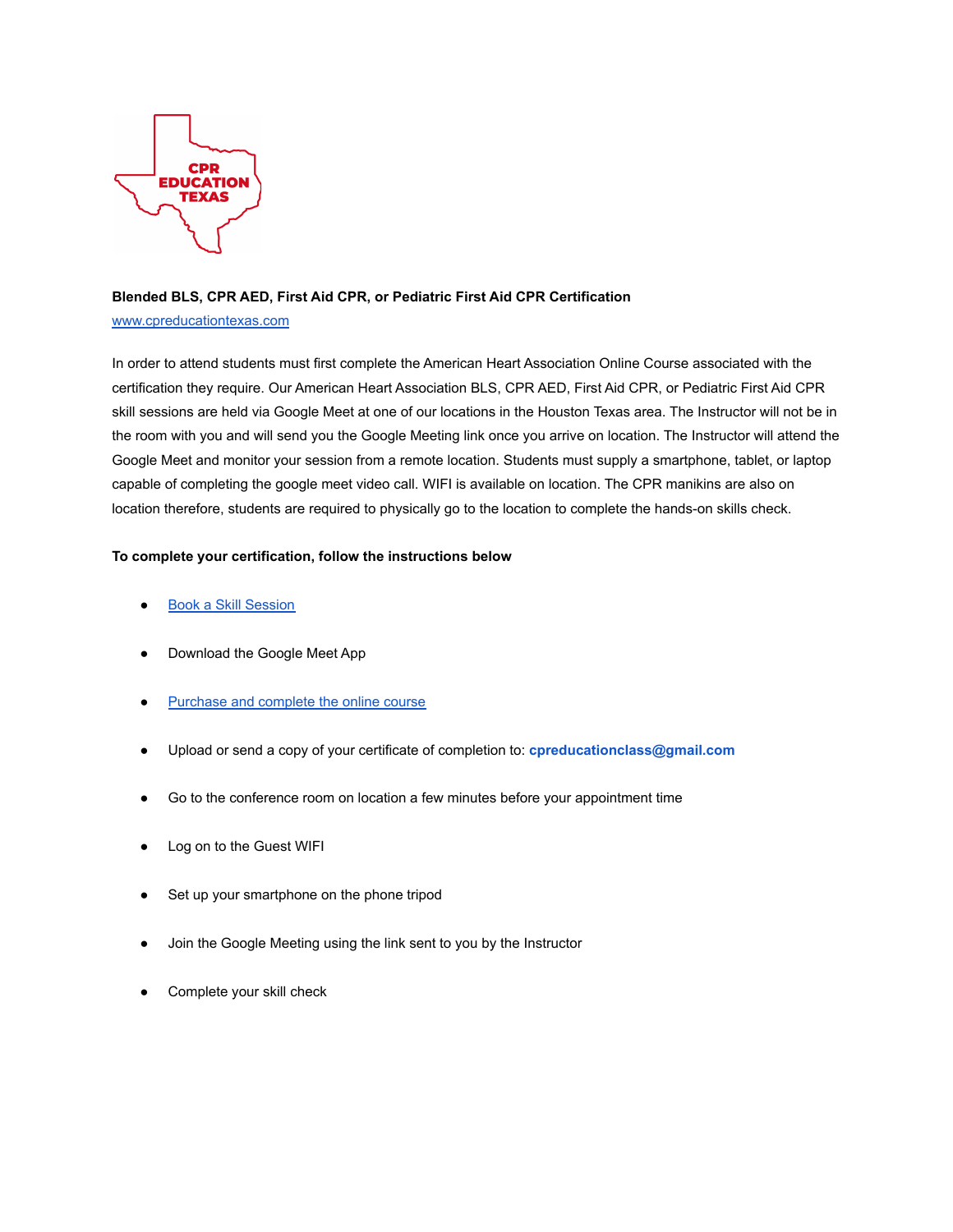CPR EDUCATION TEXAS

**Blended BLS, CPR AED, First Aid CPR, or Pediatric First Aid CPR Certification**

[www.cpreducationtexas.com](www.cpreducationtexas.com)

In order to attend students must first complete the American Heart Association Online Course associated with the certification they require. Our American Heart Association BLS, CPR AED, First Aid CPR, or Pediatric First Aid CPR skill sessions are held via Google Meet at one of our locations in the Houston Texas area. The Instructor will not be in the room with you and will send you the Google Meeting link once you arrive on location. The Instructor will attend the Google Meet and monitor your session from a remote location. Students must supply a smartphone, tablet, or laptop capable of completing the google meet video call. WIFI is available on location. The CPR manikins are also on location therefore, students are required to physically go to the location to complete the hands-on skills check.

**To complete your certification, follow the instructions below**

- Book a Skill Session
- Download the Google Meet App
- Purchase and complete the online course
- Upload or send a copy of your certificate of completion to: **cpreducationclass@gmail.com**
- Go to the conference room on location a few minutes before your appointment time
- Log on to the Guest WIFI
- Set up your smartphone on the phone tripod
- Join the Google Meeting using the link sent to you by the Instructor
- Complete your skill check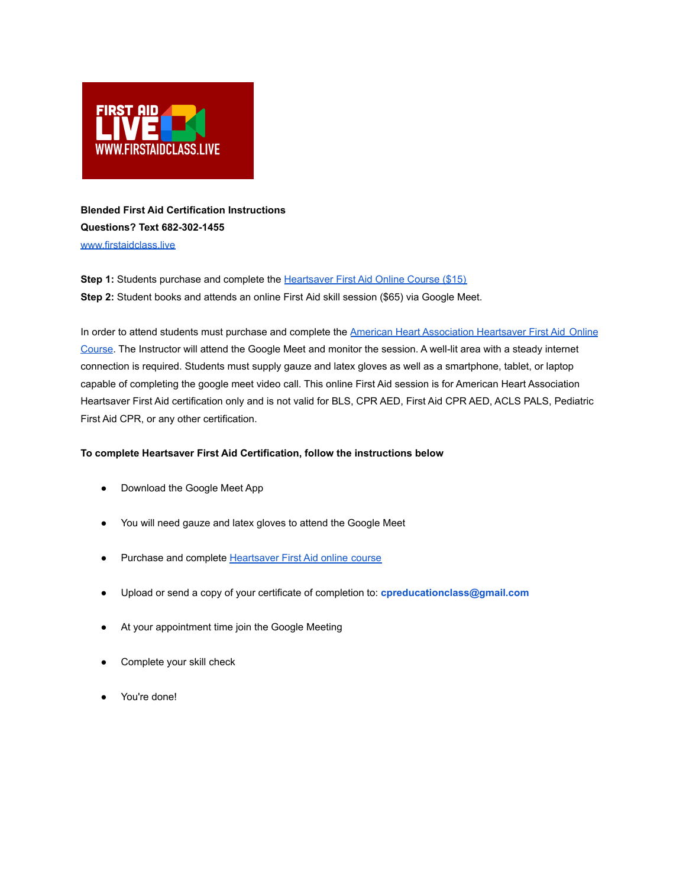FIRST AID LIVE
WWW.FIRSTAIDCLASS.LIVE

**Blended First Aid Certification Instructions**
**Questions? Text 682-302-1455**
www.firstaidclass.live

**Step 1:** Students purchase and complete the Heartsaver First Aid Online Course ($15)
**Step 2:** Student books and attends an online First Aid skill session ($65) via Google Meet.

In order to attend students must purchase and complete the American Heart Association Heartsaver First Aid Online Course. The Instructor will attend the Google Meet and monitor the session. A well-lit area with a steady internet connection is required. Students must supply gauze and latex gloves as well as a smartphone, tablet, or laptop capable of completing the google meet video call. This online First Aid session is for American Heart Association Heartsaver First Aid certification only and is not valid for BLS, CPR AED, First Aid CPR AED, ACLS PALS, Pediatric First Aid CPR, or any other certification.

**To complete Heartsaver First Aid Certification, follow the instructions below**

- Download the Google Meet App
- You will need gauze and latex gloves to attend the Google Meet
- Purchase and complete Heartsaver First Aid online course
- Upload or send a copy of your certificate of completion to: **cpreducationclass@gmail.com**
- At your appointment time join the Google Meeting
- Complete your skill check
- You're done!